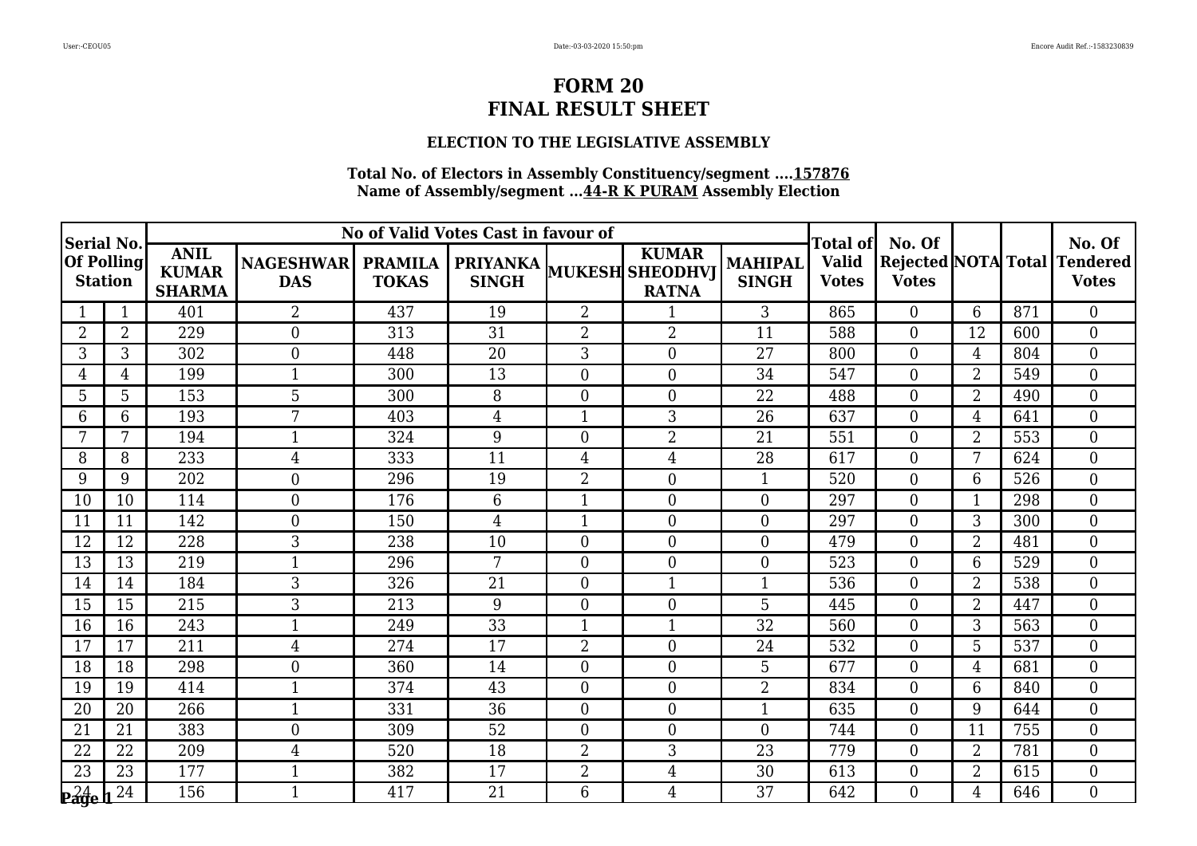# FORM 20
# FINAL RESULT SHEET

### ELECTION TO THE LEGISLATIVE ASSEMBLY

**Total No. of Electors in Assembly Constituency/segment ....157876**
**Name of Assembly/segment ...44-R K PURAM Assembly Election**

| Serial No. Of Polling Station | | No of Valid Votes Cast in favour of | | | | | | | Total of Valid Votes | No. Of Rejected Votes | NOTA | Total | No. Of Tendered Votes |
|---|---|---|---|---|---|---|---|---|---|---|---|---|---|
| | | ANIL KUMAR SHARMA | NAGESHWAR DAS | PRAMILA TOKAS | PRIYANKA SINGH | MUKESH | KUMAR SHEODHVJ RATNA | MAHIPAL SINGH | | | | | |
| 1 | 1 | 401 | 2 | 437 | 19 | 2 | 1 | 3 | 865 | 0 | 6 | 871 | 0 |
| 2 | 2 | 229 | 0 | 313 | 31 | 2 | 2 | 11 | 588 | 0 | 12 | 600 | 0 |
| 3 | 3 | 302 | 0 | 448 | 20 | 3 | 0 | 27 | 800 | 0 | 4 | 804 | 0 |
| 4 | 4 | 199 | 1 | 300 | 13 | 0 | 0 | 34 | 547 | 0 | 2 | 549 | 0 |
| 5 | 5 | 153 | 5 | 300 | 8 | 0 | 0 | 22 | 488 | 0 | 2 | 490 | 0 |
| 6 | 6 | 193 | 7 | 403 | 4 | 1 | 3 | 26 | 637 | 0 | 4 | 641 | 0 |
| 7 | 7 | 194 | 1 | 324 | 9 | 0 | 2 | 21 | 551 | 0 | 2 | 553 | 0 |
| 8 | 8 | 233 | 4 | 333 | 11 | 4 | 4 | 28 | 617 | 0 | 7 | 624 | 0 |
| 9 | 9 | 202 | 0 | 296 | 19 | 2 | 0 | 1 | 520 | 0 | 6 | 526 | 0 |
| 10 | 10 | 114 | 0 | 176 | 6 | 1 | 0 | 0 | 297 | 0 | 1 | 298 | 0 |
| 11 | 11 | 142 | 0 | 150 | 4 | 1 | 0 | 0 | 297 | 0 | 3 | 300 | 0 |
| 12 | 12 | 228 | 3 | 238 | 10 | 0 | 0 | 0 | 479 | 0 | 2 | 481 | 0 |
| 13 | 13 | 219 | 1 | 296 | 7 | 0 | 0 | 0 | 523 | 0 | 6 | 529 | 0 |
| 14 | 14 | 184 | 3 | 326 | 21 | 0 | 1 | 1 | 536 | 0 | 2 | 538 | 0 |
| 15 | 15 | 215 | 3 | 213 | 9 | 0 | 0 | 5 | 445 | 0 | 2 | 447 | 0 |
| 16 | 16 | 243 | 1 | 249 | 33 | 1 | 1 | 32 | 560 | 0 | 3 | 563 | 0 |
| 17 | 17 | 211 | 4 | 274 | 17 | 2 | 0 | 24 | 532 | 0 | 5 | 537 | 0 |
| 18 | 18 | 298 | 0 | 360 | 14 | 0 | 0 | 5 | 677 | 0 | 4 | 681 | 0 |
| 19 | 19 | 414 | 1 | 374 | 43 | 0 | 0 | 2 | 834 | 0 | 6 | 840 | 0 |
| 20 | 20 | 266 | 1 | 331 | 36 | 0 | 0 | 1 | 635 | 0 | 9 | 644 | 0 |
| 21 | 21 | 383 | 0 | 309 | 52 | 0 | 0 | 0 | 744 | 0 | 11 | 755 | 0 |
| 22 | 22 | 209 | 4 | 520 | 18 | 2 | 3 | 23 | 779 | 0 | 2 | 781 | 0 |
| 23 | 23 | 177 | 1 | 382 | 17 | 2 | 4 | 30 | 613 | 0 | 2 | 615 | 0 |
| 24 | 24 | 156 | 1 | 417 | 21 | 6 | 4 | 37 | 642 | 0 | 4 | 646 | 0 |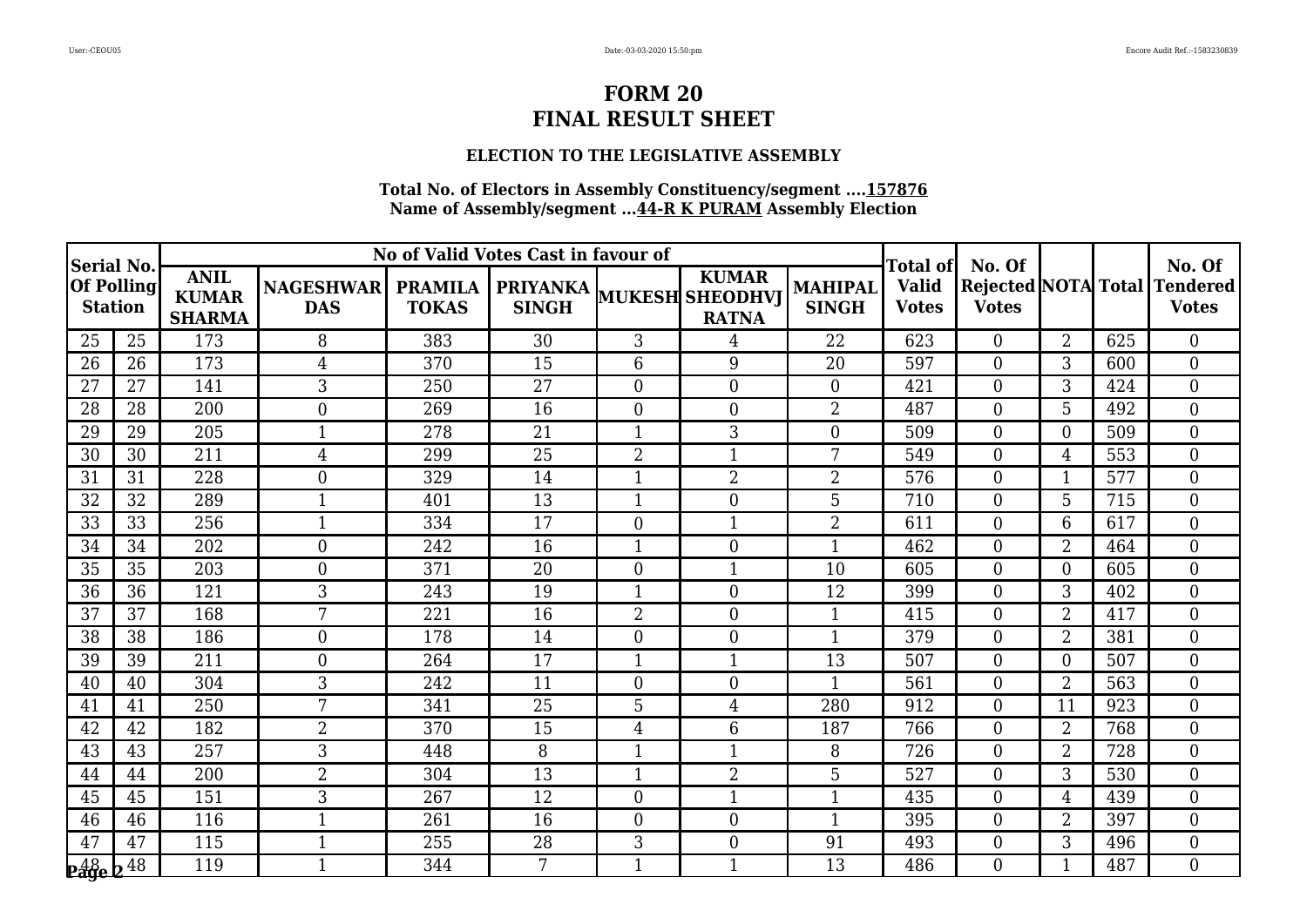# FORM 20
# FINAL RESULT SHEET

### ELECTION TO THE LEGISLATIVE ASSEMBLY

**Total No. of Electors in Assembly Constituency/segment ....157876**
**Name of Assembly/segment ...44-R K PURAM Assembly Election**

| Serial No. Of Polling Station | | No of Valid Votes Cast in favour of | | | | | | | Total of Valid Votes | No. Of Rejected Votes | NOTA | Total | No. Of Tendered Votes |
|---|---|---|---|---|---|---|---|---|---|---|---|---|---|
| | | ANIL KUMAR SHARMA | NAGESHWAR DAS | PRAMILA TOKAS | PRIYANKA SINGH | MUKESH | KUMAR SHEODHVJ RATNA | MAHIPAL SINGH | | | | | |
| 25 | 25 | 173 | 8 | 383 | 30 | 3 | 4 | 22 | 623 | 0 | 2 | 625 | 0 |
| 26 | 26 | 173 | 4 | 370 | 15 | 6 | 9 | 20 | 597 | 0 | 3 | 600 | 0 |
| 27 | 27 | 141 | 3 | 250 | 27 | 0 | 0 | 0 | 421 | 0 | 3 | 424 | 0 |
| 28 | 28 | 200 | 0 | 269 | 16 | 0 | 0 | 2 | 487 | 0 | 5 | 492 | 0 |
| 29 | 29 | 205 | 1 | 278 | 21 | 1 | 3 | 0 | 509 | 0 | 0 | 509 | 0 |
| 30 | 30 | 211 | 4 | 299 | 25 | 2 | 1 | 7 | 549 | 0 | 4 | 553 | 0 |
| 31 | 31 | 228 | 0 | 329 | 14 | 1 | 2 | 2 | 576 | 0 | 1 | 577 | 0 |
| 32 | 32 | 289 | 1 | 401 | 13 | 1 | 0 | 5 | 710 | 0 | 5 | 715 | 0 |
| 33 | 33 | 256 | 1 | 334 | 17 | 0 | 1 | 2 | 611 | 0 | 6 | 617 | 0 |
| 34 | 34 | 202 | 0 | 242 | 16 | 1 | 0 | 1 | 462 | 0 | 2 | 464 | 0 |
| 35 | 35 | 203 | 0 | 371 | 20 | 0 | 1 | 10 | 605 | 0 | 0 | 605 | 0 |
| 36 | 36 | 121 | 3 | 243 | 19 | 1 | 0 | 12 | 399 | 0 | 3 | 402 | 0 |
| 37 | 37 | 168 | 7 | 221 | 16 | 2 | 0 | 1 | 415 | 0 | 2 | 417 | 0 |
| 38 | 38 | 186 | 0 | 178 | 14 | 0 | 0 | 1 | 379 | 0 | 2 | 381 | 0 |
| 39 | 39 | 211 | 0 | 264 | 17 | 1 | 1 | 13 | 507 | 0 | 0 | 507 | 0 |
| 40 | 40 | 304 | 3 | 242 | 11 | 0 | 0 | 1 | 561 | 0 | 2 | 563 | 0 |
| 41 | 41 | 250 | 7 | 341 | 25 | 5 | 4 | 280 | 912 | 0 | 11 | 923 | 0 |
| 42 | 42 | 182 | 2 | 370 | 15 | 4 | 6 | 187 | 766 | 0 | 2 | 768 | 0 |
| 43 | 43 | 257 | 3 | 448 | 8 | 1 | 1 | 8 | 726 | 0 | 2 | 728 | 0 |
| 44 | 44 | 200 | 2 | 304 | 13 | 1 | 2 | 5 | 527 | 0 | 3 | 530 | 0 |
| 45 | 45 | 151 | 3 | 267 | 12 | 0 | 1 | 1 | 435 | 0 | 4 | 439 | 0 |
| 46 | 46 | 116 | 1 | 261 | 16 | 0 | 0 | 1 | 395 | 0 | 2 | 397 | 0 |
| 47 | 47 | 115 | 1 | 255 | 28 | 3 | 0 | 91 | 493 | 0 | 3 | 496 | 0 |
| 48 | 48 | 119 | 1 | 344 | 7 | 1 | 1 | 13 | 486 | 0 | 1 | 487 | 0 |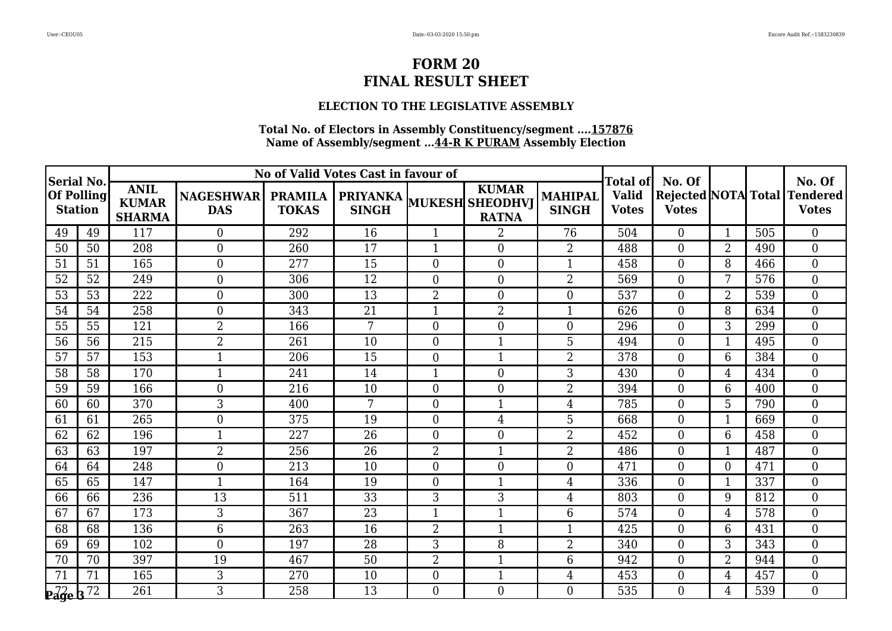# FORM 20
# FINAL RESULT SHEET

### ELECTION TO THE LEGISLATIVE ASSEMBLY

**Total No. of Electors in Assembly Constituency/segment ....157876**
**Name of Assembly/segment ...44-R K PURAM Assembly Election**

| Serial No. Of Polling Station | | No of Valid Votes Cast in favour of | | | | | | | Total of Valid Votes | No. Of Rejected Votes | NOTA | Total | No. Of Tendered Votes |
|---|---|---|---|---|---|---|---|---|---|---|---|---|---|
| | | ANIL KUMAR SHARMA | NAGESHWAR DAS | PRAMILA TOKAS | PRIYANKA SINGH | MUKESH | KUMAR SHEODHVJ RATNA | MAHIPAL SINGH | | | | | |
| 49 | 49 | 117 | 0 | 292 | 16 | 1 | 2 | 76 | 504 | 0 | 1 | 505 | 0 |
| 50 | 50 | 208 | 0 | 260 | 17 | 1 | 0 | 2 | 488 | 0 | 2 | 490 | 0 |
| 51 | 51 | 165 | 0 | 277 | 15 | 0 | 0 | 1 | 458 | 0 | 8 | 466 | 0 |
| 52 | 52 | 249 | 0 | 306 | 12 | 0 | 0 | 2 | 569 | 0 | 7 | 576 | 0 |
| 53 | 53 | 222 | 0 | 300 | 13 | 2 | 0 | 0 | 537 | 0 | 2 | 539 | 0 |
| 54 | 54 | 258 | 0 | 343 | 21 | 1 | 2 | 1 | 626 | 0 | 8 | 634 | 0 |
| 55 | 55 | 121 | 2 | 166 | 7 | 0 | 0 | 0 | 296 | 0 | 3 | 299 | 0 |
| 56 | 56 | 215 | 2 | 261 | 10 | 0 | 1 | 5 | 494 | 0 | 1 | 495 | 0 |
| 57 | 57 | 153 | 1 | 206 | 15 | 0 | 1 | 2 | 378 | 0 | 6 | 384 | 0 |
| 58 | 58 | 170 | 1 | 241 | 14 | 1 | 0 | 3 | 430 | 0 | 4 | 434 | 0 |
| 59 | 59 | 166 | 0 | 216 | 10 | 0 | 0 | 2 | 394 | 0 | 6 | 400 | 0 |
| 60 | 60 | 370 | 3 | 400 | 7 | 0 | 1 | 4 | 785 | 0 | 5 | 790 | 0 |
| 61 | 61 | 265 | 0 | 375 | 19 | 0 | 4 | 5 | 668 | 0 | 1 | 669 | 0 |
| 62 | 62 | 196 | 1 | 227 | 26 | 0 | 0 | 2 | 452 | 0 | 6 | 458 | 0 |
| 63 | 63 | 197 | 2 | 256 | 26 | 2 | 1 | 2 | 486 | 0 | 1 | 487 | 0 |
| 64 | 64 | 248 | 0 | 213 | 10 | 0 | 0 | 0 | 471 | 0 | 0 | 471 | 0 |
| 65 | 65 | 147 | 1 | 164 | 19 | 0 | 1 | 4 | 336 | 0 | 1 | 337 | 0 |
| 66 | 66 | 236 | 13 | 511 | 33 | 3 | 3 | 4 | 803 | 0 | 9 | 812 | 0 |
| 67 | 67 | 173 | 3 | 367 | 23 | 1 | 1 | 6 | 574 | 0 | 4 | 578 | 0 |
| 68 | 68 | 136 | 6 | 263 | 16 | 2 | 1 | 1 | 425 | 0 | 6 | 431 | 0 |
| 69 | 69 | 102 | 0 | 197 | 28 | 3 | 8 | 2 | 340 | 0 | 3 | 343 | 0 |
| 70 | 70 | 397 | 19 | 467 | 50 | 2 | 1 | 6 | 942 | 0 | 2 | 944 | 0 |
| 71 | 71 | 165 | 3 | 270 | 10 | 0 | 1 | 4 | 453 | 0 | 4 | 457 | 0 |
| 72 | 72 | 261 | 3 | 258 | 13 | 0 | 0 | 0 | 535 | 0 | 4 | 539 | 0 |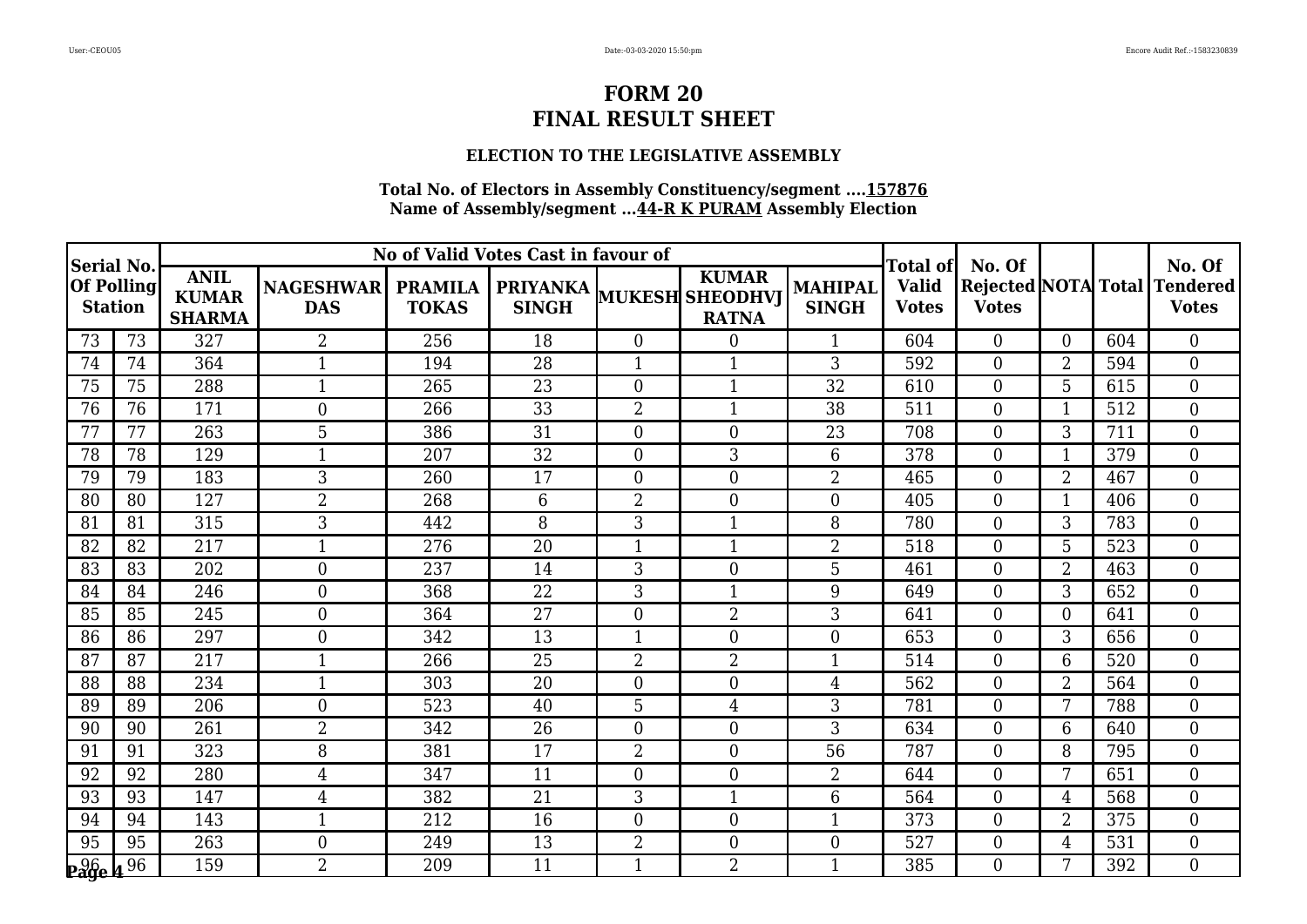# FORM 20
# FINAL RESULT SHEET

### ELECTION TO THE LEGISLATIVE ASSEMBLY

**Total No. of Electors in Assembly Constituency/segment ....157876**
**Name of Assembly/segment ...44-R K PURAM Assembly Election**

| Serial No. Of Polling Station | | No of Valid Votes Cast in favour of | | | | | | | Total of Valid Votes | No. Of Rejected Votes | NOTA | Total | No. Of Tendered Votes |
|---|---|---|---|---|---|---|---|---|---|---|---|---|---|
| | | ANIL KUMAR SHARMA | NAGESHWAR DAS | PRAMILA TOKAS | PRIYANKA SINGH | MUKESH | KUMAR SHEODHVJ RATNA | MAHIPAL SINGH | | | | | |
| 73 | 73 | 327 | 2 | 256 | 18 | 0 | 0 | 1 | 604 | 0 | 0 | 604 | 0 |
| 74 | 74 | 364 | 1 | 194 | 28 | 1 | 1 | 3 | 592 | 0 | 2 | 594 | 0 |
| 75 | 75 | 288 | 1 | 265 | 23 | 0 | 1 | 32 | 610 | 0 | 5 | 615 | 0 |
| 76 | 76 | 171 | 0 | 266 | 33 | 2 | 1 | 38 | 511 | 0 | 1 | 512 | 0 |
| 77 | 77 | 263 | 5 | 386 | 31 | 0 | 0 | 23 | 708 | 0 | 3 | 711 | 0 |
| 78 | 78 | 129 | 1 | 207 | 32 | 0 | 3 | 6 | 378 | 0 | 1 | 379 | 0 |
| 79 | 79 | 183 | 3 | 260 | 17 | 0 | 0 | 2 | 465 | 0 | 2 | 467 | 0 |
| 80 | 80 | 127 | 2 | 268 | 6 | 2 | 0 | 0 | 405 | 0 | 1 | 406 | 0 |
| 81 | 81 | 315 | 3 | 442 | 8 | 3 | 1 | 8 | 780 | 0 | 3 | 783 | 0 |
| 82 | 82 | 217 | 1 | 276 | 20 | 1 | 1 | 2 | 518 | 0 | 5 | 523 | 0 |
| 83 | 83 | 202 | 0 | 237 | 14 | 3 | 0 | 5 | 461 | 0 | 2 | 463 | 0 |
| 84 | 84 | 246 | 0 | 368 | 22 | 3 | 1 | 9 | 649 | 0 | 3 | 652 | 0 |
| 85 | 85 | 245 | 0 | 364 | 27 | 0 | 2 | 3 | 641 | 0 | 0 | 641 | 0 |
| 86 | 86 | 297 | 0 | 342 | 13 | 1 | 0 | 0 | 653 | 0 | 3 | 656 | 0 |
| 87 | 87 | 217 | 1 | 266 | 25 | 2 | 2 | 1 | 514 | 0 | 6 | 520 | 0 |
| 88 | 88 | 234 | 1 | 303 | 20 | 0 | 0 | 4 | 562 | 0 | 2 | 564 | 0 |
| 89 | 89 | 206 | 0 | 523 | 40 | 5 | 4 | 3 | 781 | 0 | 7 | 788 | 0 |
| 90 | 90 | 261 | 2 | 342 | 26 | 0 | 0 | 3 | 634 | 0 | 6 | 640 | 0 |
| 91 | 91 | 323 | 8 | 381 | 17 | 2 | 0 | 56 | 787 | 0 | 8 | 795 | 0 |
| 92 | 92 | 280 | 4 | 347 | 11 | 0 | 0 | 2 | 644 | 0 | 7 | 651 | 0 |
| 93 | 93 | 147 | 4 | 382 | 21 | 3 | 1 | 6 | 564 | 0 | 4 | 568 | 0 |
| 94 | 94 | 143 | 1 | 212 | 16 | 0 | 0 | 1 | 373 | 0 | 2 | 375 | 0 |
| 95 | 95 | 263 | 0 | 249 | 13 | 2 | 0 | 0 | 527 | 0 | 4 | 531 | 0 |
| 96 | 96 | 159 | 2 | 209 | 11 | 1 | 2 | 1 | 385 | 0 | 7 | 392 | 0 |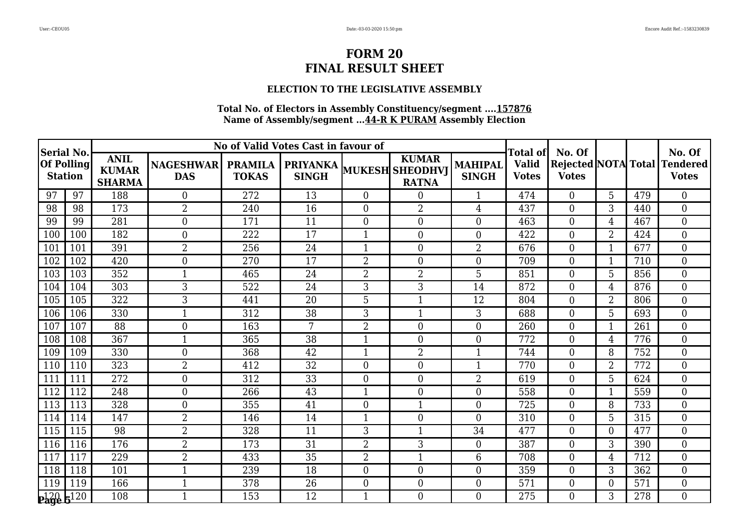# FORM 20
# FINAL RESULT SHEET

### ELECTION TO THE LEGISLATIVE ASSEMBLY

**Total No. of Electors in Assembly Constituency/segment ....157876**
**Name of Assembly/segment ...44-R K PURAM Assembly Election**

| Serial No. Of Polling Station | | No of Valid Votes Cast in favour of | | | | | | | Total of Valid Votes | No. Of Rejected Votes | NOTA | Total | No. Of Tendered Votes |
|---|---|---|---|---|---|---|---|---|---|---|---|---|---|
| | | ANIL KUMAR SHARMA | NAGESHWAR DAS | PRAMILA TOKAS | PRIYANKA SINGH | MUKESH | KUMAR SHEODHVJ RATNA | MAHIPAL SINGH | | | | | |
| 97 | 97 | 188 | 0 | 272 | 13 | 0 | 0 | 1 | 474 | 0 | 5 | 479 | 0 |
| 98 | 98 | 173 | 2 | 240 | 16 | 0 | 2 | 4 | 437 | 0 | 3 | 440 | 0 |
| 99 | 99 | 281 | 0 | 171 | 11 | 0 | 0 | 0 | 463 | 0 | 4 | 467 | 0 |
| 100 | 100 | 182 | 0 | 222 | 17 | 1 | 0 | 0 | 422 | 0 | 2 | 424 | 0 |
| 101 | 101 | 391 | 2 | 256 | 24 | 1 | 0 | 2 | 676 | 0 | 1 | 677 | 0 |
| 102 | 102 | 420 | 0 | 270 | 17 | 2 | 0 | 0 | 709 | 0 | 1 | 710 | 0 |
| 103 | 103 | 352 | 1 | 465 | 24 | 2 | 2 | 5 | 851 | 0 | 5 | 856 | 0 |
| 104 | 104 | 303 | 3 | 522 | 24 | 3 | 3 | 14 | 872 | 0 | 4 | 876 | 0 |
| 105 | 105 | 322 | 3 | 441 | 20 | 5 | 1 | 12 | 804 | 0 | 2 | 806 | 0 |
| 106 | 106 | 330 | 1 | 312 | 38 | 3 | 1 | 3 | 688 | 0 | 5 | 693 | 0 |
| 107 | 107 | 88 | 0 | 163 | 7 | 2 | 0 | 0 | 260 | 0 | 1 | 261 | 0 |
| 108 | 108 | 367 | 1 | 365 | 38 | 1 | 0 | 0 | 772 | 0 | 4 | 776 | 0 |
| 109 | 109 | 330 | 0 | 368 | 42 | 1 | 2 | 1 | 744 | 0 | 8 | 752 | 0 |
| 110 | 110 | 323 | 2 | 412 | 32 | 0 | 0 | 1 | 770 | 0 | 2 | 772 | 0 |
| 111 | 111 | 272 | 0 | 312 | 33 | 0 | 0 | 2 | 619 | 0 | 5 | 624 | 0 |
| 112 | 112 | 248 | 0 | 266 | 43 | 1 | 0 | 0 | 558 | 0 | 1 | 559 | 0 |
| 113 | 113 | 328 | 0 | 355 | 41 | 0 | 1 | 0 | 725 | 0 | 8 | 733 | 0 |
| 114 | 114 | 147 | 2 | 146 | 14 | 1 | 0 | 0 | 310 | 0 | 5 | 315 | 0 |
| 115 | 115 | 98 | 2 | 328 | 11 | 3 | 1 | 34 | 477 | 0 | 0 | 477 | 0 |
| 116 | 116 | 176 | 2 | 173 | 31 | 2 | 3 | 0 | 387 | 0 | 3 | 390 | 0 |
| 117 | 117 | 229 | 2 | 433 | 35 | 2 | 1 | 6 | 708 | 0 | 4 | 712 | 0 |
| 118 | 118 | 101 | 1 | 239 | 18 | 0 | 0 | 0 | 359 | 0 | 3 | 362 | 0 |
| 119 | 119 | 166 | 1 | 378 | 26 | 0 | 0 | 0 | 571 | 0 | 0 | 571 | 0 |
| 120 | 120 | 108 | 1 | 153 | 12 | 1 | 0 | 0 | 275 | 0 | 3 | 278 | 0 |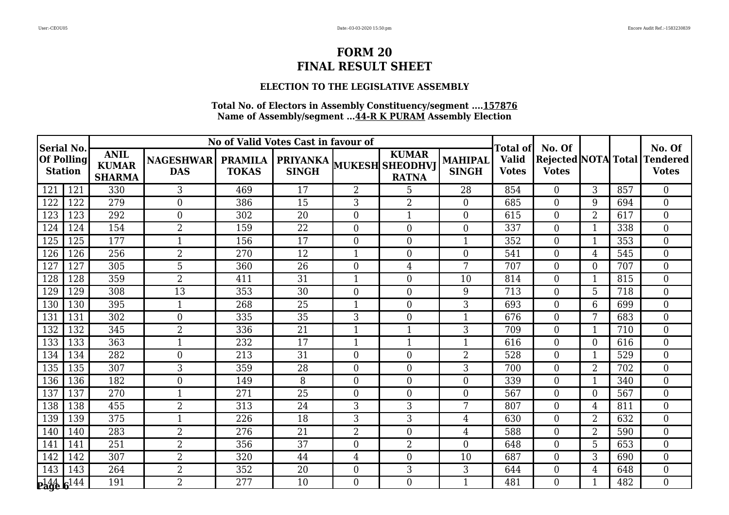# FORM 20
# FINAL RESULT SHEET

### ELECTION TO THE LEGISLATIVE ASSEMBLY

**Total No. of Electors in Assembly Constituency/segment ....157876**
**Name of Assembly/segment ...44-R K PURAM Assembly Election**

| Serial No. Of Polling Station | | No of Valid Votes Cast in favour of | | | | | | | Total of Valid Votes | No. Of Rejected Votes | NOTA | Total | No. Of Tendered Votes |
|---|---|---|---|---|---|---|---|---|---|---|---|---|---|
| | | ANIL KUMAR SHARMA | NAGESHWAR DAS | PRAMILA TOKAS | PRIYANKA SINGH | MUKESH | KUMAR SHEODHVJ RATNA | MAHIPAL SINGH | | | | | |
| 121 | 121 | 330 | 3 | 469 | 17 | 2 | 5 | 28 | 854 | 0 | 3 | 857 | 0 |
| 122 | 122 | 279 | 0 | 386 | 15 | 3 | 2 | 0 | 685 | 0 | 9 | 694 | 0 |
| 123 | 123 | 292 | 0 | 302 | 20 | 0 | 1 | 0 | 615 | 0 | 2 | 617 | 0 |
| 124 | 124 | 154 | 2 | 159 | 22 | 0 | 0 | 0 | 337 | 0 | 1 | 338 | 0 |
| 125 | 125 | 177 | 1 | 156 | 17 | 0 | 0 | 1 | 352 | 0 | 1 | 353 | 0 |
| 126 | 126 | 256 | 2 | 270 | 12 | 1 | 0 | 0 | 541 | 0 | 4 | 545 | 0 |
| 127 | 127 | 305 | 5 | 360 | 26 | 0 | 4 | 7 | 707 | 0 | 0 | 707 | 0 |
| 128 | 128 | 359 | 2 | 411 | 31 | 1 | 0 | 10 | 814 | 0 | 1 | 815 | 0 |
| 129 | 129 | 308 | 13 | 353 | 30 | 0 | 0 | 9 | 713 | 0 | 5 | 718 | 0 |
| 130 | 130 | 395 | 1 | 268 | 25 | 1 | 0 | 3 | 693 | 0 | 6 | 699 | 0 |
| 131 | 131 | 302 | 0 | 335 | 35 | 3 | 0 | 1 | 676 | 0 | 7 | 683 | 0 |
| 132 | 132 | 345 | 2 | 336 | 21 | 1 | 1 | 3 | 709 | 0 | 1 | 710 | 0 |
| 133 | 133 | 363 | 1 | 232 | 17 | 1 | 1 | 1 | 616 | 0 | 0 | 616 | 0 |
| 134 | 134 | 282 | 0 | 213 | 31 | 0 | 0 | 2 | 528 | 0 | 1 | 529 | 0 |
| 135 | 135 | 307 | 3 | 359 | 28 | 0 | 0 | 3 | 700 | 0 | 2 | 702 | 0 |
| 136 | 136 | 182 | 0 | 149 | 8 | 0 | 0 | 0 | 339 | 0 | 1 | 340 | 0 |
| 137 | 137 | 270 | 1 | 271 | 25 | 0 | 0 | 0 | 567 | 0 | 0 | 567 | 0 |
| 138 | 138 | 455 | 2 | 313 | 24 | 3 | 3 | 7 | 807 | 0 | 4 | 811 | 0 |
| 139 | 139 | 375 | 1 | 226 | 18 | 3 | 3 | 4 | 630 | 0 | 2 | 632 | 0 |
| 140 | 140 | 283 | 2 | 276 | 21 | 2 | 0 | 4 | 588 | 0 | 2 | 590 | 0 |
| 141 | 141 | 251 | 2 | 356 | 37 | 0 | 2 | 0 | 648 | 0 | 5 | 653 | 0 |
| 142 | 142 | 307 | 2 | 320 | 44 | 4 | 0 | 10 | 687 | 0 | 3 | 690 | 0 |
| 143 | 143 | 264 | 2 | 352 | 20 | 0 | 3 | 3 | 644 | 0 | 4 | 648 | 0 |
| 144 | 144 | 191 | 2 | 277 | 10 | 0 | 0 | 1 | 481 | 0 | 1 | 482 | 0 |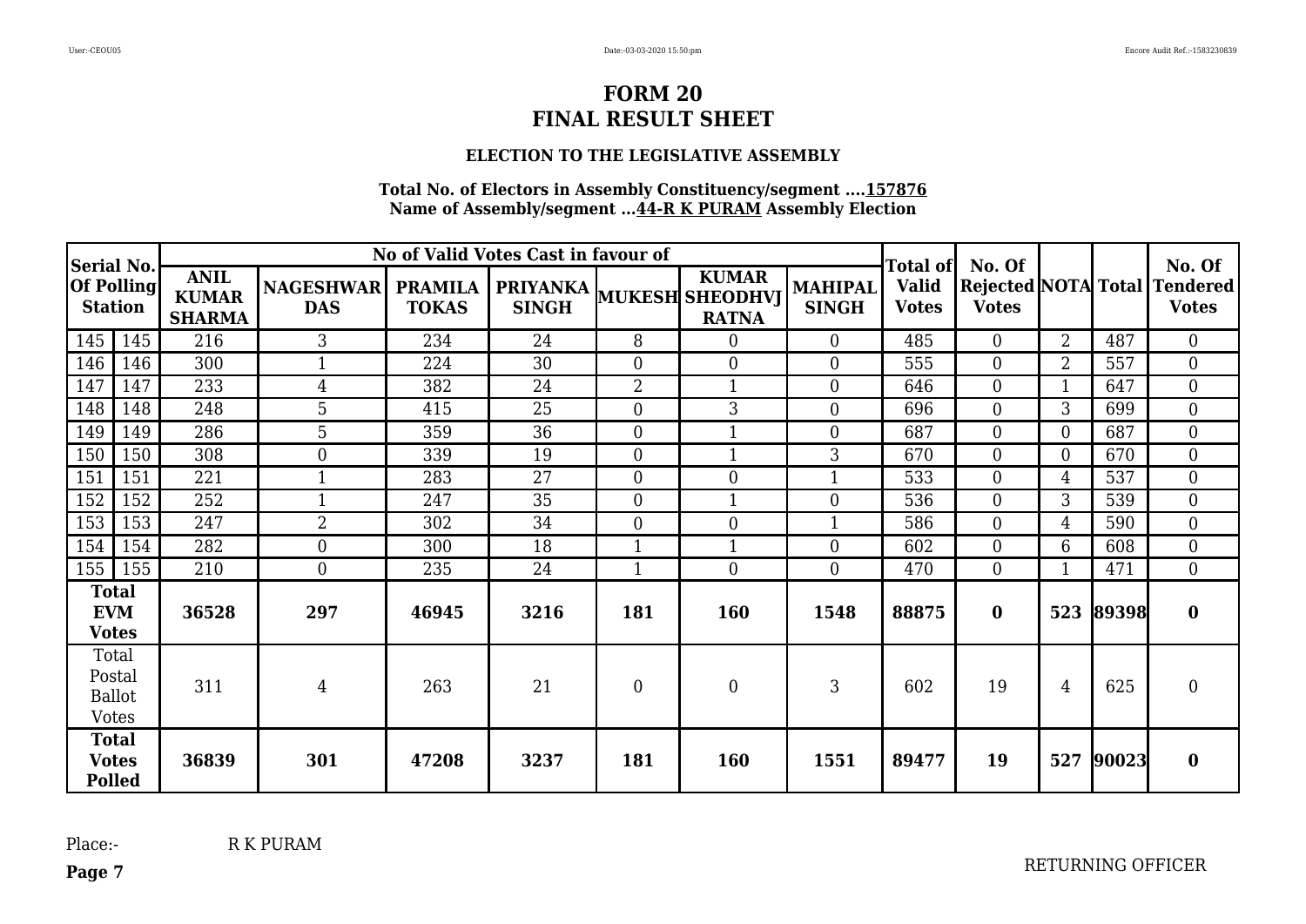# FORM 20
# FINAL RESULT SHEET

### ELECTION TO THE LEGISLATIVE ASSEMBLY

**Total No. of Electors in Assembly Constituency/segment ....157876**
**Name of Assembly/segment ...44-R K PURAM Assembly Election**

| Serial No. Of Polling Station | | No of Valid Votes Cast in favour of | | | | | | | Total of Valid Votes | No. Of Rejected Votes | NOTA | Total | No. Of Tendered Votes |
|---|---|---|---|---|---|---|---|---|---|---|---|---|---|
| | | ANIL KUMAR SHARMA | NAGESHWAR DAS | PRAMILA TOKAS | PRIYANKA SINGH | MUKESH | KUMAR SHEODHVJ RATNA | MAHIPAL SINGH | | | | | |
| 145 | 145 | 216 | 3 | 234 | 24 | 8 | 0 | 0 | 485 | 0 | 2 | 487 | 0 |
| 146 | 146 | 300 | 1 | 224 | 30 | 0 | 0 | 0 | 555 | 0 | 2 | 557 | 0 |
| 147 | 147 | 233 | 4 | 382 | 24 | 2 | 1 | 0 | 646 | 0 | 1 | 647 | 0 |
| 148 | 148 | 248 | 5 | 415 | 25 | 0 | 3 | 0 | 696 | 0 | 3 | 699 | 0 |
| 149 | 149 | 286 | 5 | 359 | 36 | 0 | 1 | 0 | 687 | 0 | 0 | 687 | 0 |
| 150 | 150 | 308 | 0 | 339 | 19 | 0 | 1 | 3 | 670 | 0 | 0 | 670 | 0 |
| 151 | 151 | 221 | 1 | 283 | 27 | 0 | 0 | 1 | 533 | 0 | 4 | 537 | 0 |
| 152 | 152 | 252 | 1 | 247 | 35 | 0 | 1 | 0 | 536 | 0 | 3 | 539 | 0 |
| 153 | 153 | 247 | 2 | 302 | 34 | 0 | 0 | 1 | 586 | 0 | 4 | 590 | 0 |
| 154 | 154 | 282 | 0 | 300 | 18 | 1 | 1 | 0 | 602 | 0 | 6 | 608 | 0 |
| 155 | 155 | 210 | 0 | 235 | 24 | 1 | 0 | 0 | 470 | 0 | 1 | 471 | 0 |
| **Total EVM Votes** | | **36528** | **297** | **46945** | **3216** | **181** | **160** | **1548** | **88875** | **0** | **523** | **89398** | **0** |
| Total Postal Ballot Votes | | 311 | 4 | 263 | 21 | 0 | 0 | 3 | 602 | 19 | 4 | 625 | 0 |
| **Total Votes Polled** | | **36839** | **301** | **47208** | **3237** | **181** | **160** | **1551** | **89477** | **19** | **527** | **90023** | **0** |

Place:- R K PURAM

RETURNING OFFICER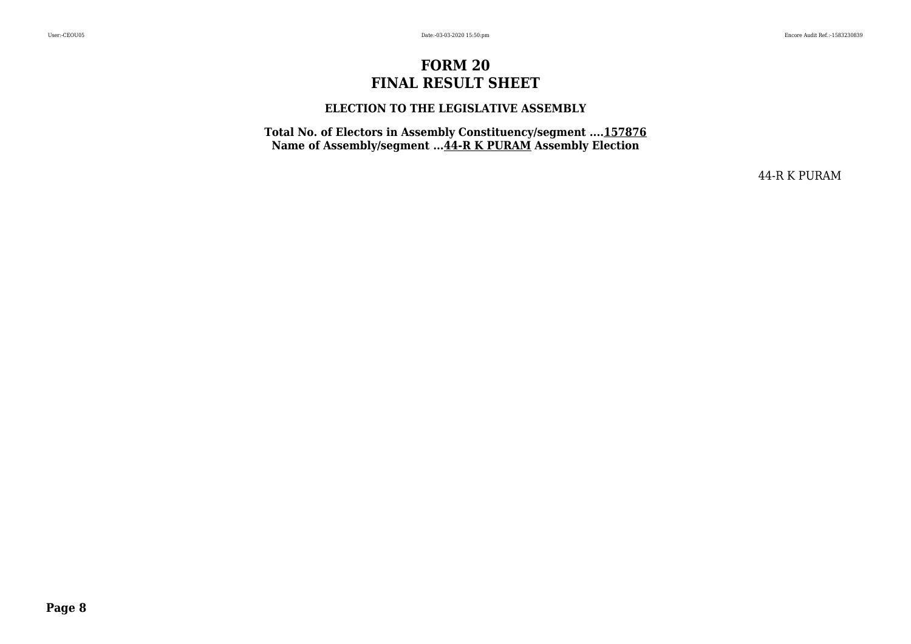# FORM 20
# FINAL RESULT SHEET

### ELECTION TO THE LEGISLATIVE ASSEMBLY

**Total No. of Electors in Assembly Constituency/segment ....157876**
**Name of Assembly/segment ...44-R K PURAM Assembly Election**

44-R K PURAM